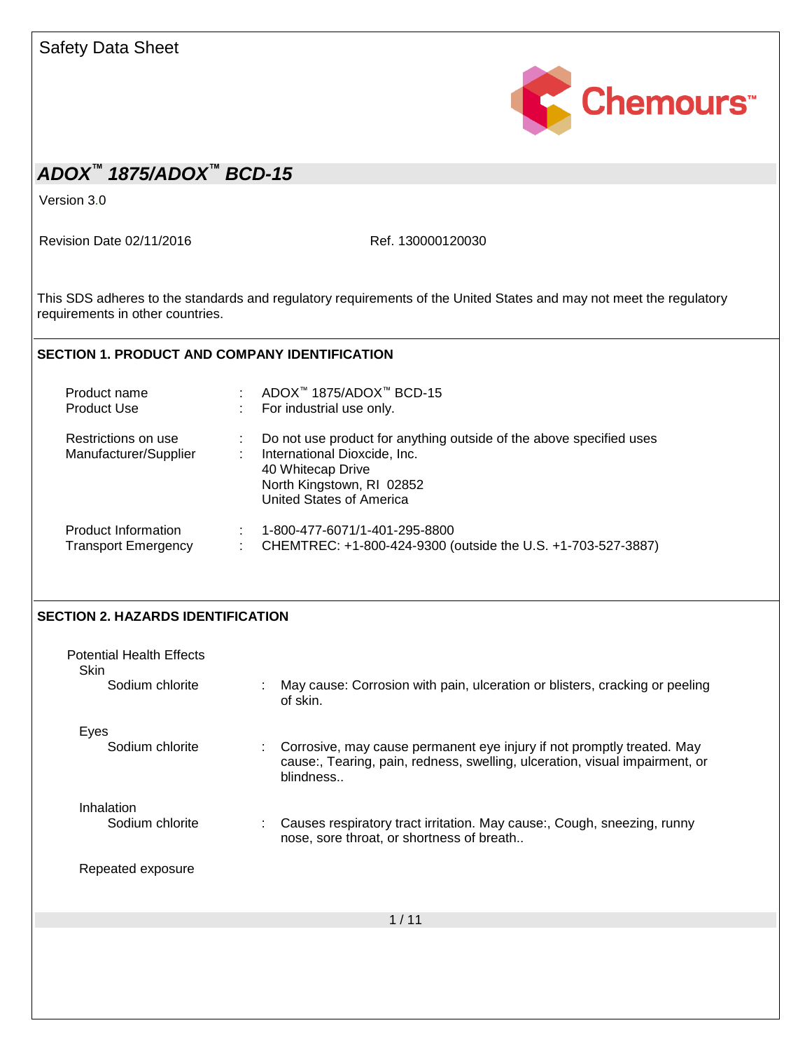Safety Data Sheet

Chemours™

## ADOX™ 1875/ADOX™ BCD-15

Version 3.0

Revision Date 02/11/2016 Ref. 130000120030

This SDS adheres to the standards and regulatory requirements of the United States and may not meet the regulatory requirements in other countries.

### SECTION 1. PRODUCT AND COMPANY IDENTIFICATION

| | | |
|---|---|---|
| Product name | : | ADOX™ 1875/ADOX™ BCD-15 |
| Product Use | : | For industrial use only. |
| Restrictions on use | : | Do not use product for anything outside of the above specified uses |
| Manufacturer/Supplier | : | International Dioxcide, Inc.<br>40 Whitecap Drive<br>North Kingstown, RI 02852<br>United States of America |
| Product Information | : | 1-800-477-6071/1-401-295-8800 |
| Transport Emergency | : | CHEMTREC: +1-800-424-9300 (outside the U.S. +1-703-527-3887) |

### SECTION 2. HAZARDS IDENTIFICATION

Potential Health Effects

Skin

| | | |
|---|---|---|
| Sodium chlorite | : | May cause: Corrosion with pain, ulceration or blisters, cracking or peeling of skin. |

Eyes

| | | |
|---|---|---|
| Sodium chlorite | : | Corrosive, may cause permanent eye injury if not promptly treated. May cause:, Tearing, pain, redness, swelling, ulceration, visual impairment, or blindness.. |

Inhalation

| | | |
|---|---|---|
| Sodium chlorite | : | Causes respiratory tract irritation. May cause:, Cough, sneezing, runny nose, sore throat, or shortness of breath.. |

Repeated exposure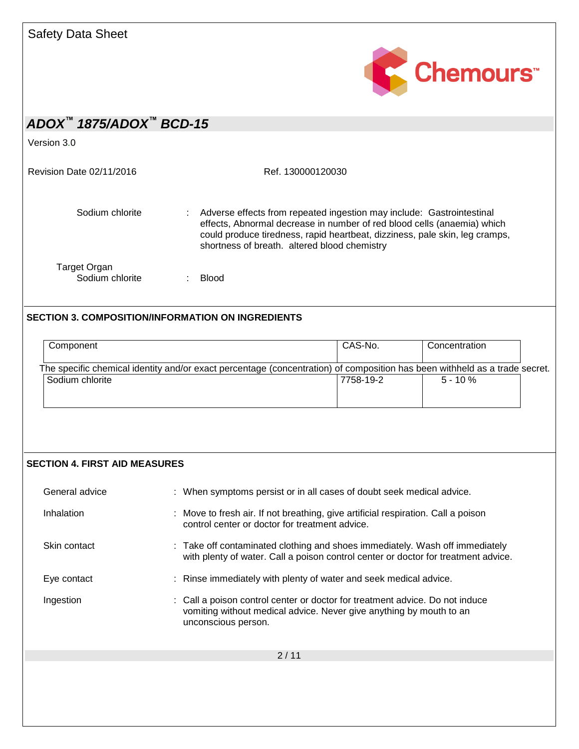Sodium chlorite : Adverse effects from repeated ingestion may include: Gastrointestinal effects, Abnormal decrease in number of red blood cells (anaemia) which could produce tiredness, rapid heartbeat, dizziness, pale skin, leg cramps, shortness of breath. altered blood chemistry

Target Organ
Sodium chlorite : Blood

## SECTION 3. COMPOSITION/INFORMATION ON INGREDIENTS

| Component | CAS-No. | Concentration |
|---|---|---|
| The specific chemical identity and/or exact percentage (concentration) of composition has been withheld as a trade secret. | | |
| Sodium chlorite | 7758-19-2 | 5 - 10 % |

## SECTION 4. FIRST AID MEASURES

General advice : When symptoms persist or in all cases of doubt seek medical advice.

Inhalation : Move to fresh air. If not breathing, give artificial respiration. Call a poison control center or doctor for treatment advice.

Skin contact : Take off contaminated clothing and shoes immediately. Wash off immediately with plenty of water. Call a poison control center or doctor for treatment advice.

Eye contact : Rinse immediately with plenty of water and seek medical advice.

Ingestion : Call a poison control center or doctor for treatment advice. Do not induce vomiting without medical advice. Never give anything by mouth to an unconscious person.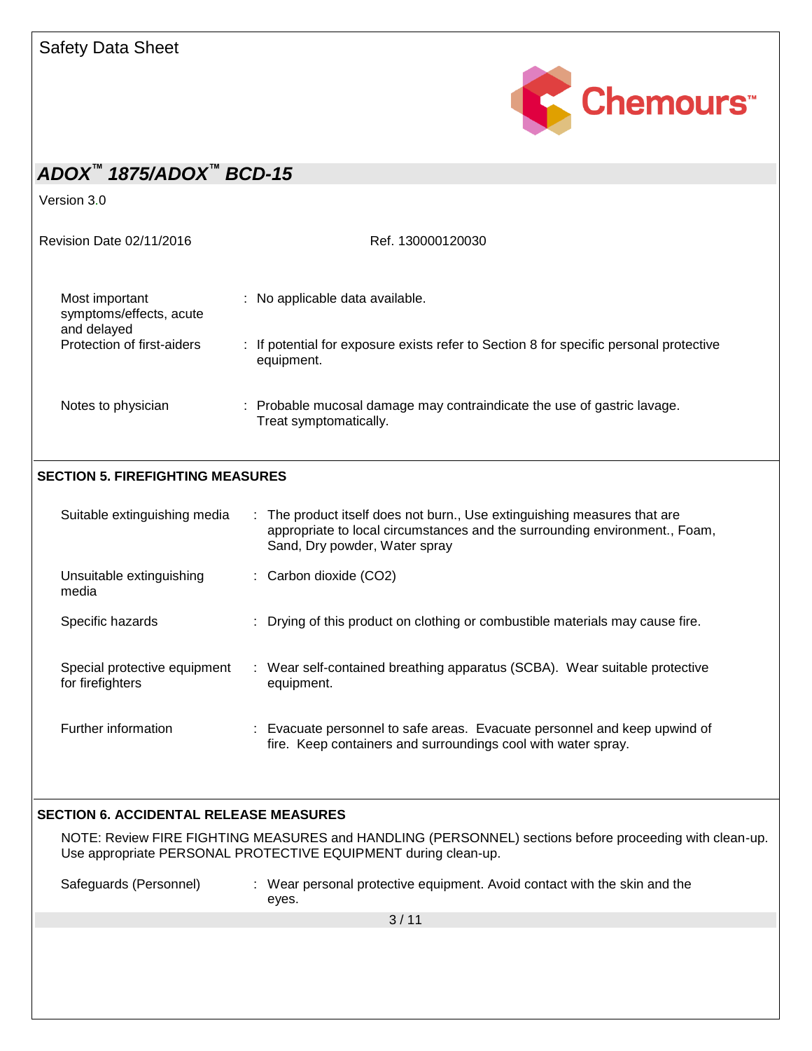| | | |
|---|---|---|
| Most important symptoms/effects, acute and delayed | : | No applicable data available. |
| Protection of first-aiders | : | If potential for exposure exists refer to Section 8 for specific personal protective equipment. |
| Notes to physician | : | Probable mucosal damage may contraindicate the use of gastric lavage. Treat symptomatically. |

## SECTION 5. FIREFIGHTING MEASURES

| | | |
|---|---|---|
| Suitable extinguishing media | : | The product itself does not burn., Use extinguishing measures that are appropriate to local circumstances and the surrounding environment., Foam, Sand, Dry powder, Water spray |
| Unsuitable extinguishing media | : | Carbon dioxide (CO2) |
| Specific hazards | : | Drying of this product on clothing or combustible materials may cause fire. |
| Special protective equipment for firefighters | : | Wear self-contained breathing apparatus (SCBA). Wear suitable protective equipment. |
| Further information | : | Evacuate personnel to safe areas. Evacuate personnel and keep upwind of fire. Keep containers and surroundings cool with water spray. |

## SECTION 6. ACCIDENTAL RELEASE MEASURES

NOTE: Review FIRE FIGHTING MEASURES and HANDLING (PERSONNEL) sections before proceeding with clean-up. Use appropriate PERSONAL PROTECTIVE EQUIPMENT during clean-up.

| | | |
|---|---|---|
| Safeguards (Personnel) | : | Wear personal protective equipment. Avoid contact with the skin and the eyes. |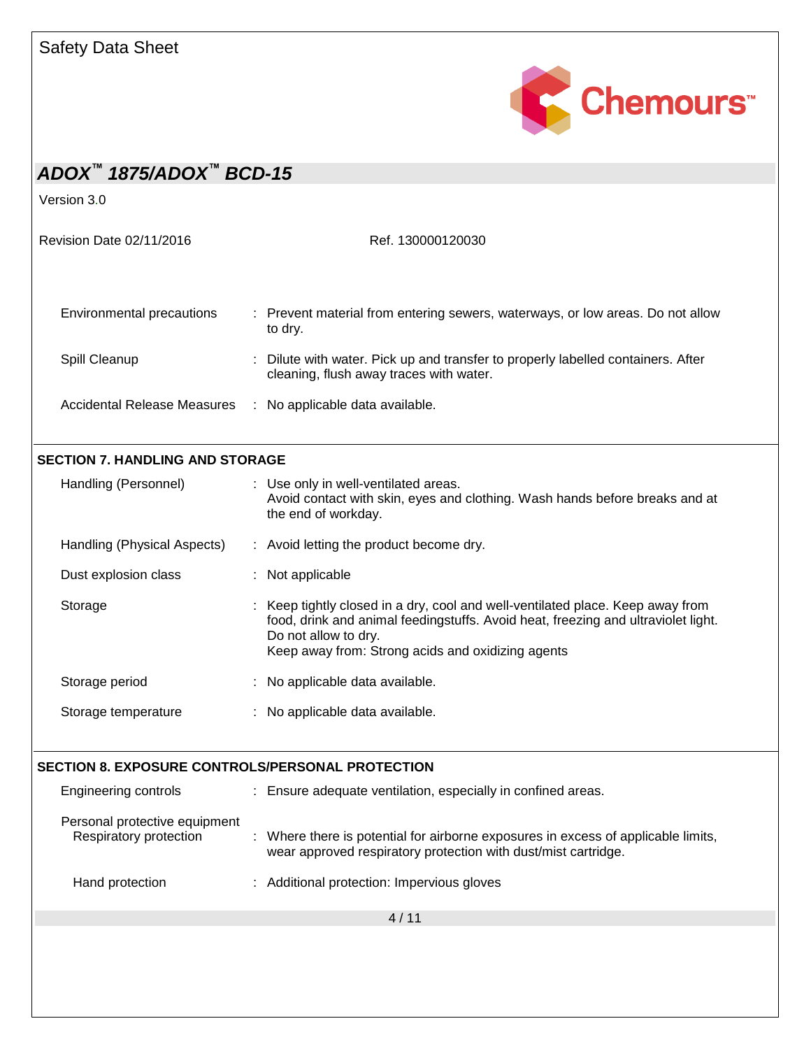| | |
|---|---|
| Environmental precautions | Prevent material from entering sewers, waterways, or low areas. Do not allow to dry. |
| Spill Cleanup | Dilute with water. Pick up and transfer to properly labelled containers. After cleaning, flush away traces with water. |
| Accidental Release Measures | No applicable data available. |

## SECTION 7. HANDLING AND STORAGE

| | |
|---|---|
| Handling (Personnel) | Use only in well-ventilated areas. Avoid contact with skin, eyes and clothing. Wash hands before breaks and at the end of workday. |
| Handling (Physical Aspects) | Avoid letting the product become dry. |
| Dust explosion class | Not applicable |
| Storage | Keep tightly closed in a dry, cool and well-ventilated place. Keep away from food, drink and animal feedingstuffs. Avoid heat, freezing and ultraviolet light. Do not allow to dry. Keep away from: Strong acids and oxidizing agents |
| Storage period | No applicable data available. |
| Storage temperature | No applicable data available. |

## SECTION 8. EXPOSURE CONTROLS/PERSONAL PROTECTION

| | |
|---|---|
| Engineering controls | Ensure adequate ventilation, especially in confined areas. |
| Personal protective equipment | |
| Respiratory protection | Where there is potential for airborne exposures in excess of applicable limits, wear approved respiratory protection with dust/mist cartridge. |
| Hand protection | Additional protection: Impervious gloves |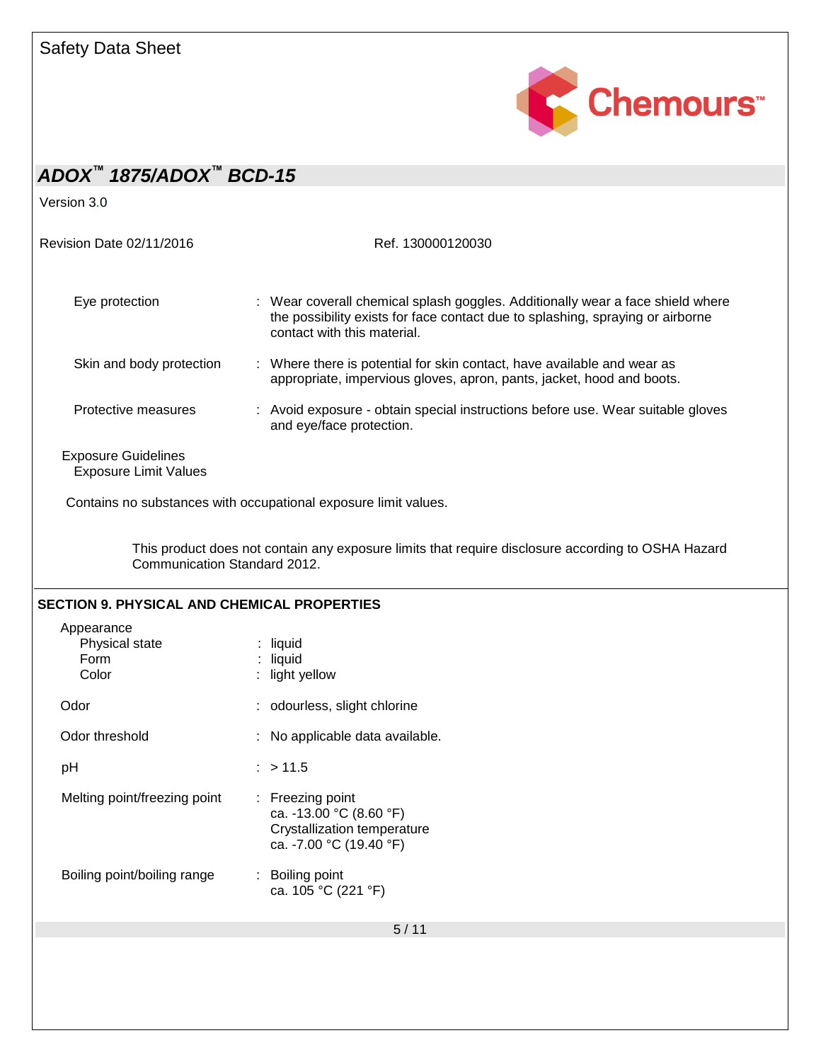| | | |
|---|---|---|
| Eye protection | : | Wear coverall chemical splash goggles. Additionally wear a face shield where the possibility exists for face contact due to splashing, spraying or airborne contact with this material. |
| Skin and body protection | : | Where there is potential for skin contact, have available and wear as appropriate, impervious gloves, apron, pants, jacket, hood and boots. |
| Protective measures | : | Avoid exposure - obtain special instructions before use. Wear suitable gloves and eye/face protection. |

Exposure Guidelines
Exposure Limit Values

Contains no substances with occupational exposure limit values.

This product does not contain any exposure limits that require disclosure according to OSHA Hazard Communication Standard 2012.

## SECTION 9. PHYSICAL AND CHEMICAL PROPERTIES

| | | |
|---|---|---|
| Appearance | | |
| Physical state | : | liquid |
| Form | : | liquid |
| Color | : | light yellow |
| Odor | : | odourless, slight chlorine |
| Odor threshold | : | No applicable data available. |
| pH | : | > 11.5 |
| Melting point/freezing point | : | Freezing point<br>ca. -13.00 °C (8.60 °F)<br>Crystallization temperature<br>ca. -7.00 °C (19.40 °F) |
| Boiling point/boiling range | : | Boiling point<br>ca. 105 °C (221 °F) |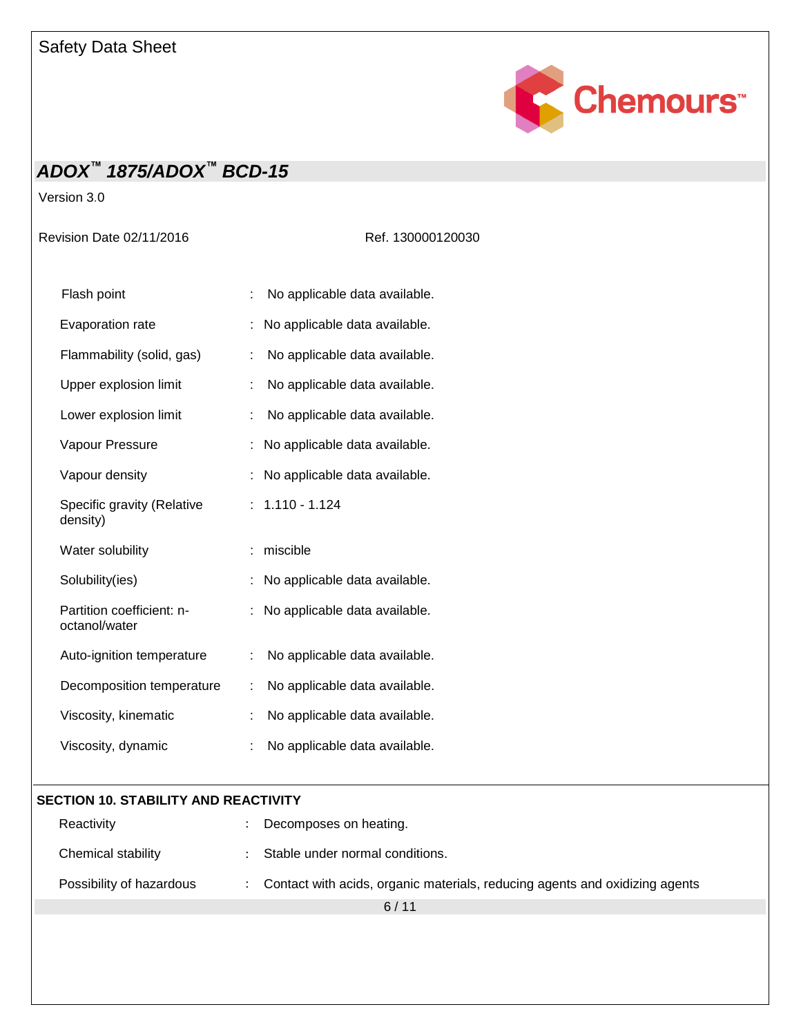| | | |
|---|---|---|
| Flash point | : | No applicable data available. |
| Evaporation rate | : | No applicable data available. |
| Flammability (solid, gas) | : | No applicable data available. |
| Upper explosion limit | : | No applicable data available. |
| Lower explosion limit | : | No applicable data available. |
| Vapour Pressure | : | No applicable data available. |
| Vapour density | : | No applicable data available. |
| Specific gravity (Relative density) | : | 1.110 - 1.124 |
| Water solubility | : | miscible |
| Solubility(ies) | : | No applicable data available. |
| Partition coefficient: n-octanol/water | : | No applicable data available. |
| Auto-ignition temperature | : | No applicable data available. |
| Decomposition temperature | : | No applicable data available. |
| Viscosity, kinematic | : | No applicable data available. |
| Viscosity, dynamic | : | No applicable data available. |

## SECTION 10. STABILITY AND REACTIVITY

| | | |
|---|---|---|
| Reactivity | : | Decomposes on heating. |
| Chemical stability | : | Stable under normal conditions. |
| Possibility of hazardous | : | Contact with acids, organic materials, reducing agents and oxidizing agents |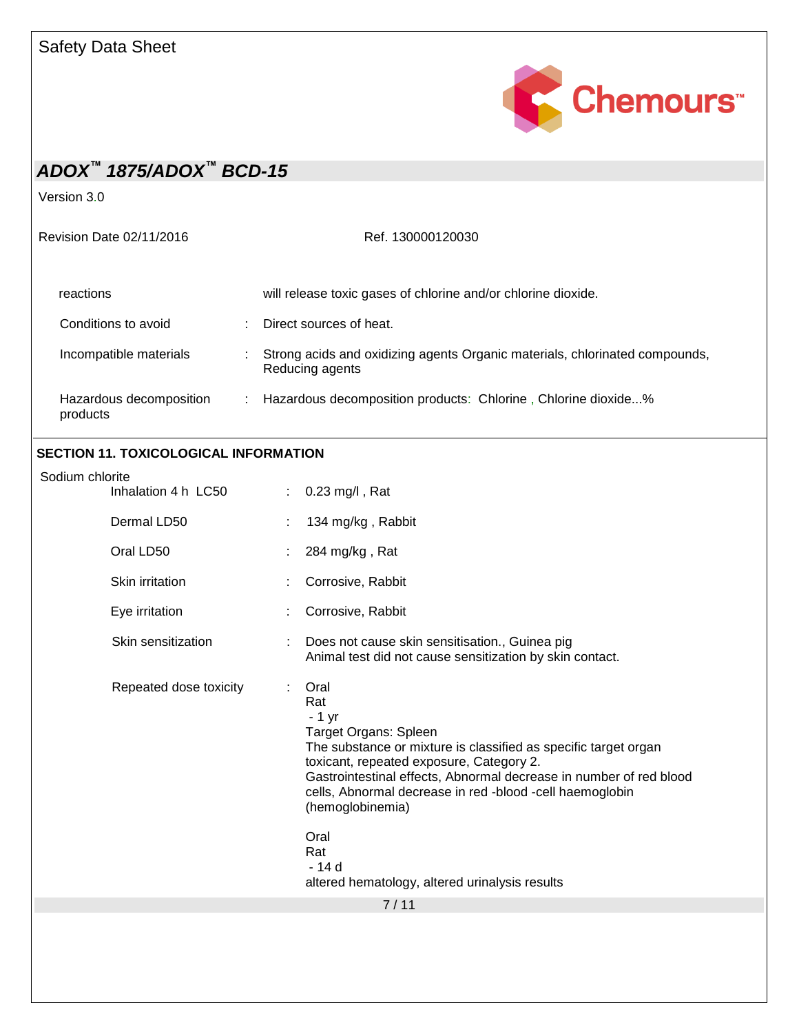| | | |
|---|---|---|
| reactions | | will release toxic gases of chlorine and/or chlorine dioxide. |
| Conditions to avoid | : | Direct sources of heat. |
| Incompatible materials | : | Strong acids and oxidizing agents Organic materials, chlorinated compounds, Reducing agents |
| Hazardous decomposition products | : | Hazardous decomposition products: Chlorine , Chlorine dioxide...% |

## SECTION 11. TOXICOLOGICAL INFORMATION

Sodium chlorite

| | | |
|---|---|---|
| Inhalation 4 h LC50 | : | 0.23 mg/l , Rat |
| Dermal LD50 | : | 134 mg/kg , Rabbit |
| Oral LD50 | : | 284 mg/kg , Rat |
| Skin irritation | : | Corrosive, Rabbit |
| Eye irritation | : | Corrosive, Rabbit |
| Skin sensitization | : | Does not cause skin sensitisation., Guinea pig<br>Animal test did not cause sensitization by skin contact. |
| Repeated dose toxicity | : | Oral<br>Rat<br>- 1 yr<br>Target Organs: Spleen<br>The substance or mixture is classified as specific target organ toxicant, repeated exposure, Category 2.<br>Gastrointestinal effects, Abnormal decrease in number of red blood cells, Abnormal decrease in red -blood -cell haemoglobin (hemoglobinemia)<br><br>Oral<br>Rat<br>- 14 d<br>altered hematology, altered urinalysis results |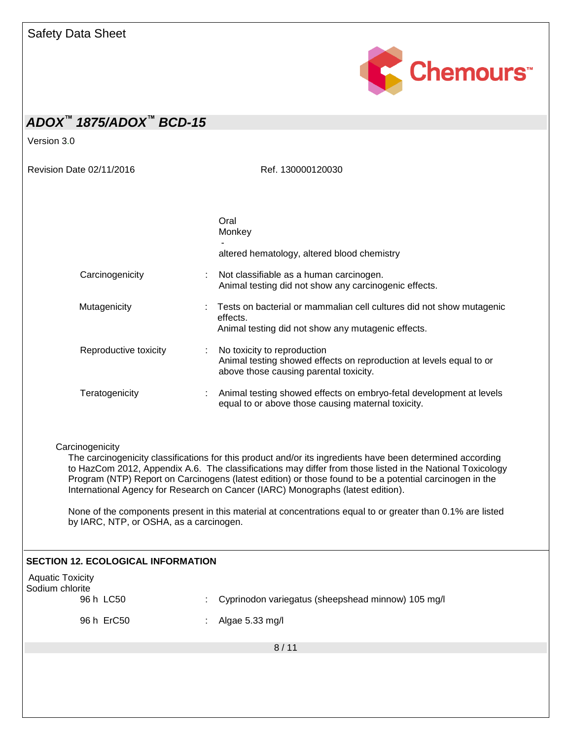| | | |
|---|---|---|
| | | Oral<br>Monkey<br>-<br>altered hematology, altered blood chemistry |
| Carcinogenicity | : | Not classifiable as a human carcinogen.<br>Animal testing did not show any carcinogenic effects. |
| Mutagenicity | : | Tests on bacterial or mammalian cell cultures did not show mutagenic effects.<br>Animal testing did not show any mutagenic effects. |
| Reproductive toxicity | : | No toxicity to reproduction<br>Animal testing showed effects on reproduction at levels equal to or above those causing parental toxicity. |
| Teratogenicity | : | Animal testing showed effects on embryo-fetal development at levels equal to or above those causing maternal toxicity. |

Carcinogenicity

The carcinogenicity classifications for this product and/or its ingredients have been determined according to HazCom 2012, Appendix A.6. The classifications may differ from those listed in the National Toxicology Program (NTP) Report on Carcinogens (latest edition) or those found to be a potential carcinogen in the International Agency for Research on Cancer (IARC) Monographs (latest edition).

None of the components present in this material at concentrations equal to or greater than 0.1% are listed by IARC, NTP, or OSHA, as a carcinogen.

## SECTION 12. ECOLOGICAL INFORMATION

Aquatic Toxicity

Sodium chlorite

| | | |
|---|---|---|
| 96 h LC50 | : | Cyprinodon variegatus (sheepshead minnow) 105 mg/l |
| 96 h ErC50 | : | Algae 5.33 mg/l |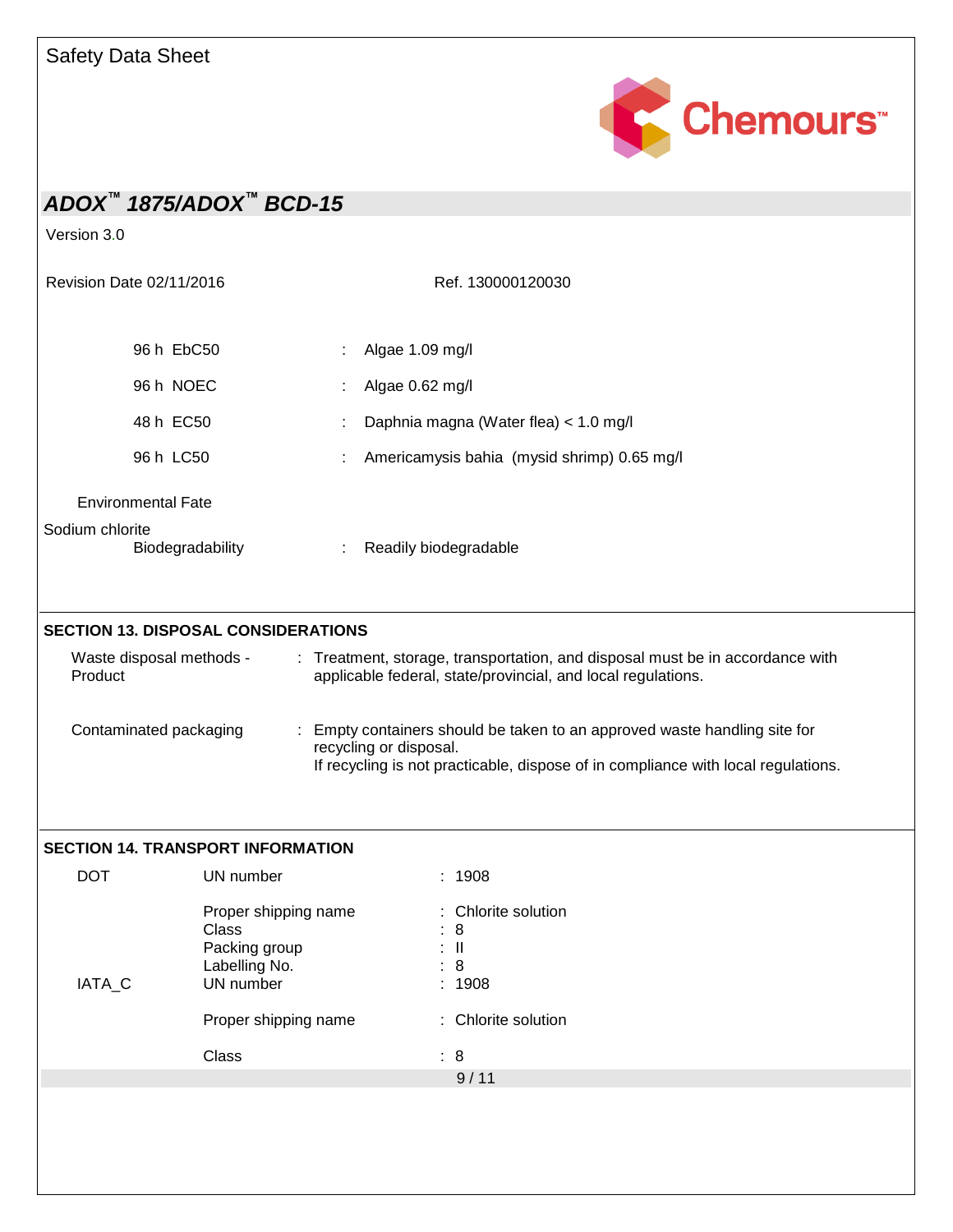| | | |
|---|---|---|
| 96 h EbC50 | : | Algae 1.09 mg/l |
| 96 h NOEC | : | Algae 0.62 mg/l |
| 48 h EC50 | : | Daphnia magna (Water flea) < 1.0 mg/l |
| 96 h LC50 | : | Americamysis bahia (mysid shrimp) 0.65 mg/l |

Environmental Fate

Sodium chlorite

| | | |
|---|---|---|
| Biodegradability | : | Readily biodegradable |

## SECTION 13. DISPOSAL CONSIDERATIONS

| | | |
|---|---|---|
| Waste disposal methods - Product | : | Treatment, storage, transportation, and disposal must be in accordance with applicable federal, state/provincial, and local regulations. |
| Contaminated packaging | : | Empty containers should be taken to an approved waste handling site for recycling or disposal. If recycling is not practicable, dispose of in compliance with local regulations. |

## SECTION 14. TRANSPORT INFORMATION

| | | | |
|---|---|---|---|
| DOT | UN number | : | 1908 |
| | Proper shipping name | : | Chlorite solution |
| | Class | : | 8 |
| | Packing group | : | II |
| | Labelling No. | : | 8 |
| IATA_C | UN number | : | 1908 |
| | Proper shipping name | : | Chlorite solution |
| | Class | : | 8 |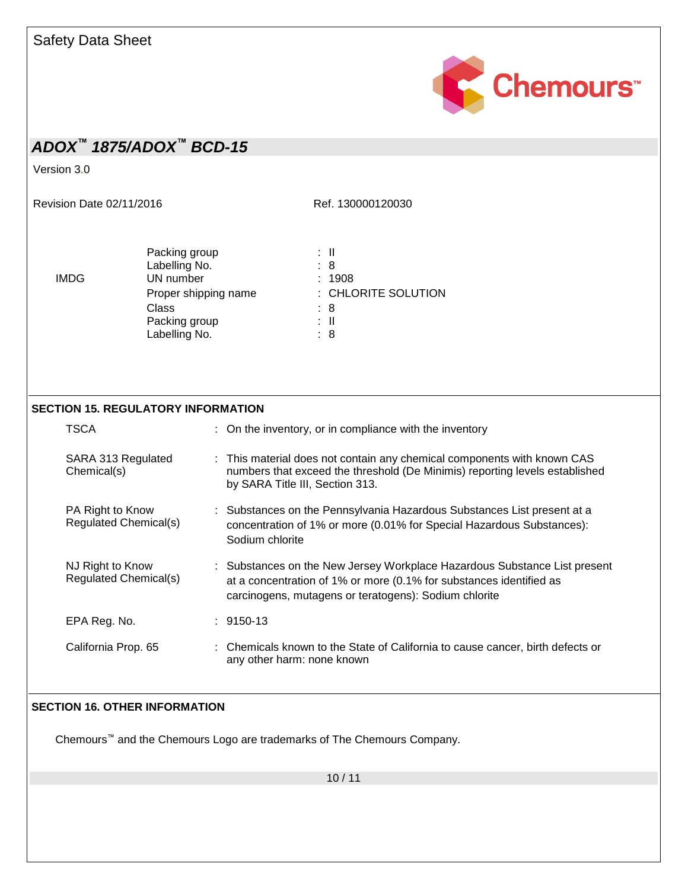| | | |
|---|---|---|
| | Packing group | : II |
| | Labelling No. | : 8 |
| IMDG | UN number | : 1908 |
| | Proper shipping name | : CHLORITE SOLUTION |
| | Class | : 8 |
| | Packing group | : II |
| | Labelling No. | : 8 |

## SECTION 15. REGULATORY INFORMATION

| | |
|---|---|
| TSCA | : On the inventory, or in compliance with the inventory |
| SARA 313 Regulated Chemical(s) | : This material does not contain any chemical components with known CAS numbers that exceed the threshold (De Minimis) reporting levels established by SARA Title III, Section 313. |
| PA Right to Know Regulated Chemical(s) | : Substances on the Pennsylvania Hazardous Substances List present at a concentration of 1% or more (0.01% for Special Hazardous Substances): Sodium chlorite |
| NJ Right to Know Regulated Chemical(s) | : Substances on the New Jersey Workplace Hazardous Substance List present at a concentration of 1% or more (0.1% for substances identified as carcinogens, mutagens or teratogens): Sodium chlorite |
| EPA Reg. No. | : 9150-13 |
| California Prop. 65 | : Chemicals known to the State of California to cause cancer, birth defects or any other harm: none known |

## SECTION 16. OTHER INFORMATION

Chemours™ and the Chemours Logo are trademarks of The Chemours Company.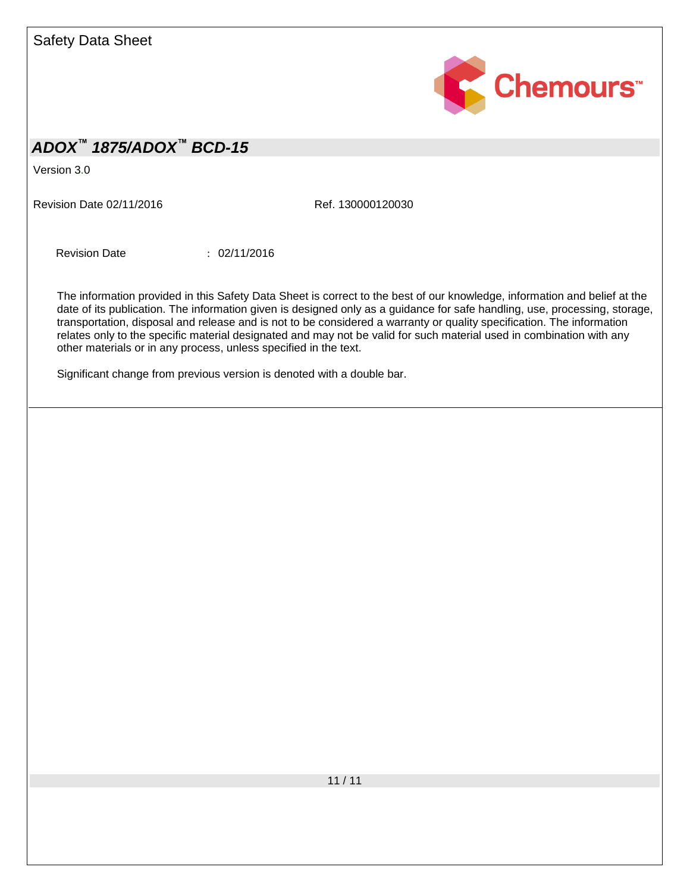Revision Date : 02/11/2016

The information provided in this Safety Data Sheet is correct to the best of our knowledge, information and belief at the date of its publication. The information given is designed only as a guidance for safe handling, use, processing, storage, transportation, disposal and release and is not to be considered a warranty or quality specification. The information relates only to the specific material designated and may not be valid for such material used in combination with any other materials or in any process, unless specified in the text.

Significant change from previous version is denoted with a double bar.